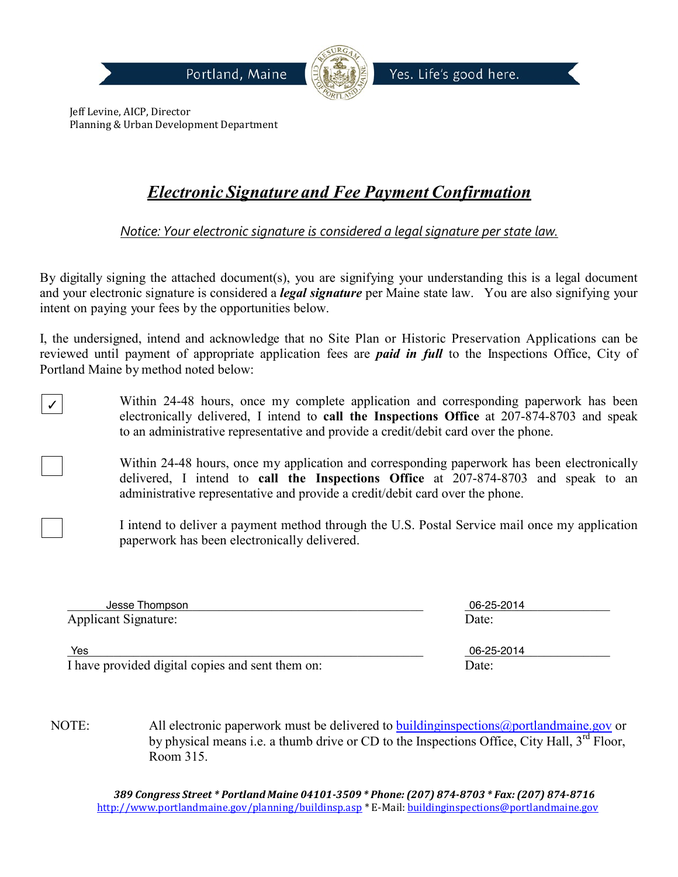Portland, Maine | Yes. Life's good here.

Jeff Levine, AICP, Director
Planning & Urban Development Department

# ***Electronic Signature and Fee Payment Confirmation***

*Notice: Your electronic signature is considered a legal signature per state law.*

By digitally signing the attached document(s), you are signifying your understanding this is a legal document and your electronic signature is considered a ***legal signature*** per Maine state law. You are also signifying your intent on paying your fees by the opportunities below.

I, the undersigned, intend and acknowledge that no Site Plan or Historic Preservation Applications can be reviewed until payment of appropriate application fees are ***paid in full*** to the Inspections Office, City of Portland Maine by method noted below:

- [✓] Within 24-48 hours, once my complete application and corresponding paperwork has been electronically delivered, I intend to **call the Inspections Office** at 207-874-8703 and speak to an administrative representative and provide a credit/debit card over the phone.

- [ ] Within 24-48 hours, once my application and corresponding paperwork has been electronically delivered, I intend to **call the Inspections Office** at 207-874-8703 and speak to an administrative representative and provide a credit/debit card over the phone.

- [ ] I intend to deliver a payment method through the U.S. Postal Service mail once my application paperwork has been electronically delivered.

Applicant Signature: Jesse Thompson    Date: 06-25-2014

I have provided digital copies and sent them on: Yes    Date: 06-25-2014

NOTE: All electronic paperwork must be delivered to buildinginspections@portlandmaine.gov or by physical means i.e. a thumb drive or CD to the Inspections Office, City Hall, 3rd Floor, Room 315.

***389 Congress Street * Portland Maine 04101-3509 * Phone: (207) 874-8703 * Fax: (207) 874-8716***
http://www.portlandmaine.gov/planning/buildinsp.asp * E-Mail: buildinginspections@portlandmaine.gov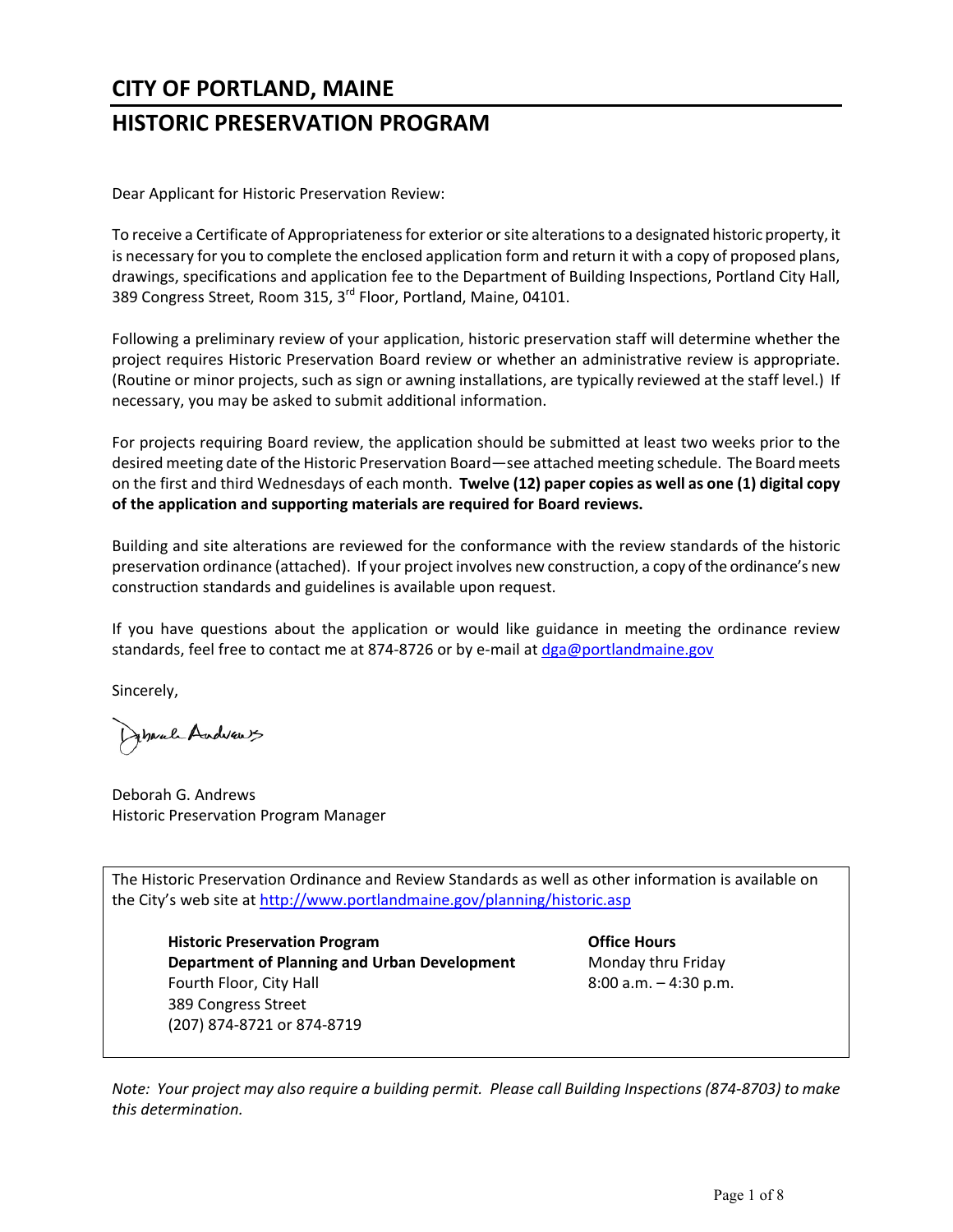# CITY OF PORTLAND, MAINE

# HISTORIC PRESERVATION PROGRAM

Dear Applicant for Historic Preservation Review:

To receive a Certificate of Appropriateness for exterior or site alterations to a designated historic property, it is necessary for you to complete the enclosed application form and return it with a copy of proposed plans, drawings, specifications and application fee to the Department of Building Inspections, Portland City Hall, 389 Congress Street, Room 315, 3rd Floor, Portland, Maine, 04101.

Following a preliminary review of your application, historic preservation staff will determine whether the project requires Historic Preservation Board review or whether an administrative review is appropriate. (Routine or minor projects, such as sign or awning installations, are typically reviewed at the staff level.) If necessary, you may be asked to submit additional information.

For projects requiring Board review, the application should be submitted at least two weeks prior to the desired meeting date of the Historic Preservation Board—see attached meeting schedule. The Board meets on the first and third Wednesdays of each month. **Twelve (12) paper copies as well as one (1) digital copy of the application and supporting materials are required for Board reviews.**

Building and site alterations are reviewed for the conformance with the review standards of the historic preservation ordinance (attached). If your project involves new construction, a copy of the ordinance's new construction standards and guidelines is available upon request.

If you have questions about the application or would like guidance in meeting the ordinance review standards, feel free to contact me at 874-8726 or by e-mail at dga@portlandmaine.gov

Sincerely,

Deborah Andrews

Deborah G. Andrews
Historic Preservation Program Manager

---

The Historic Preservation Ordinance and Review Standards as well as other information is available on the City's web site at http://www.portlandmaine.gov/planning/historic.asp

**Historic Preservation Program**
**Department of Planning and Urban Development**
Fourth Floor, City Hall
389 Congress Street
(207) 874-8721 or 874-8719

**Office Hours**
Monday thru Friday
8:00 a.m. – 4:30 p.m.

---

*Note: Your project may also require a building permit. Please call Building Inspections (874-8703) to make this determination.*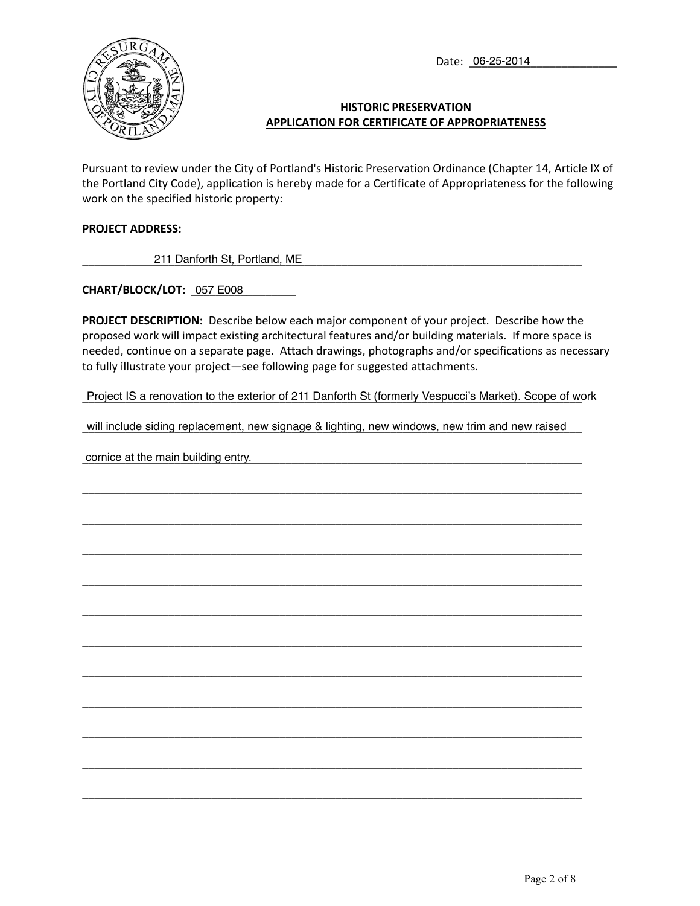Date: 06-25-2014

**HISTORIC PRESERVATION**
**APPLICATION FOR CERTIFICATE OF APPROPRIATENESS**

Pursuant to review under the City of Portland's Historic Preservation Ordinance (Chapter 14, Article IX of the Portland City Code), application is hereby made for a Certificate of Appropriateness for the following work on the specified historic property:

**PROJECT ADDRESS:**

211 Danforth St, Portland, ME

**CHART/BLOCK/LOT:** 057 E008

**PROJECT DESCRIPTION:** Describe below each major component of your project. Describe how the proposed work will impact existing architectural features and/or building materials. If more space is needed, continue on a separate page. Attach drawings, photographs and/or specifications as necessary to fully illustrate your project—see following page for suggested attachments.

Project IS a renovation to the exterior of 211 Danforth St (formerly Vespucci's Market). Scope of work will include siding replacement, new signage & lighting, new windows, new trim and new raised cornice at the main building entry.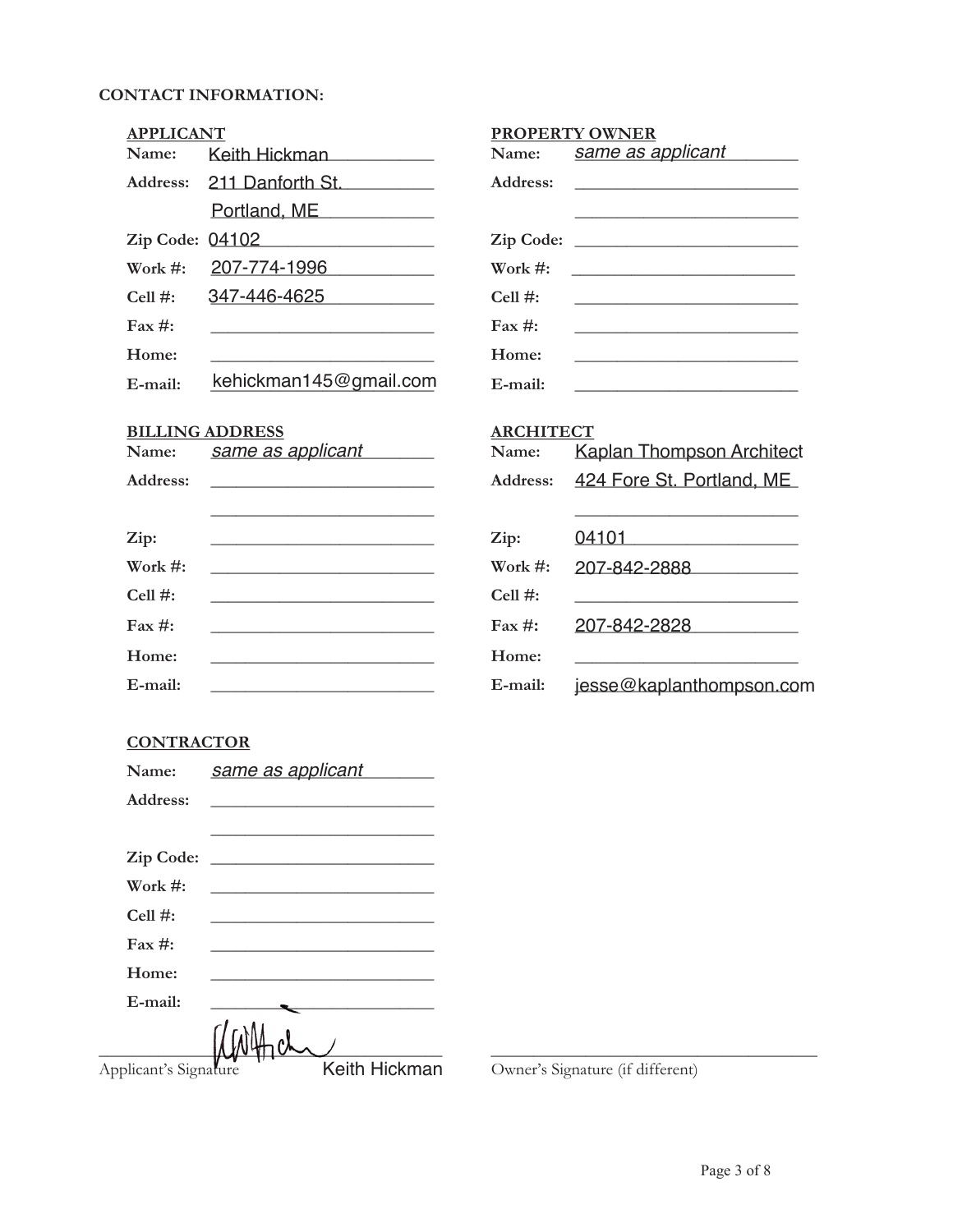**CONTACT INFORMATION:**

**APPLICANT**

Name: Keith Hickman

Address: 211 Danforth St.
Portland, ME

Zip Code: 04102

Work #: 207-774-1996

Cell #: 347-446-4625

Fax #:

Home:

E-mail: kehickman145@gmail.com

**PROPERTY OWNER**

Name: *same as applicant*

Address:

Zip Code:

Work #:

Cell #:

Fax #:

Home:

E-mail:

**BILLING ADDRESS**

Name: *same as applicant*

Address:

Zip:

Work #:

Cell #:

Fax #:

Home:

E-mail:

**ARCHITECT**

Name: Kaplan Thompson Architect

Address: 424 Fore St. Portland, ME

Zip: 04101

Work #: 207-842-2888

Cell #:

Fax #: 207-842-2828

Home:

E-mail: jesse@kaplanthompson.com

**CONTRACTOR**

Name: *same as applicant*

Address:

Zip Code:

Work #:

Cell #:

Fax #:

Home:

E-mail:

Applicant's Signature Keith Hickman

Owner's Signature (if different)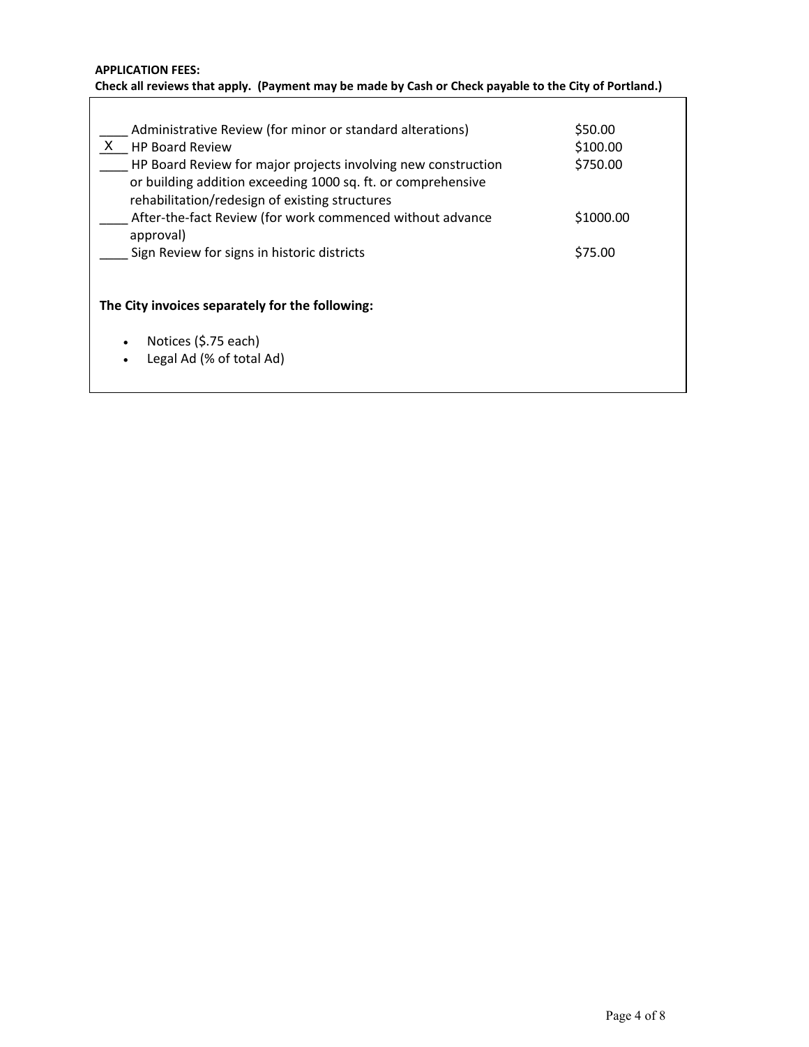**APPLICATION FEES:**
**Check all reviews that apply. (Payment may be made by Cash or Check payable to the City of Portland.)**

| | Review | Fee |
|---|---|---|
| ____ | Administrative Review (for minor or standard alterations) | $50.00 |
| X | HP Board Review | $100.00 |
| ____ | HP Board Review for major projects involving new construction or building addition exceeding 1000 sq. ft. or comprehensive rehabilitation/redesign of existing structures | $750.00 |
| ____ | After-the-fact Review (for work commenced without advance approval) | $1000.00 |
| ____ | Sign Review for signs in historic districts | $75.00 |

**The City invoices separately for the following:**

- Notices ($.75 each)
- Legal Ad (% of total Ad)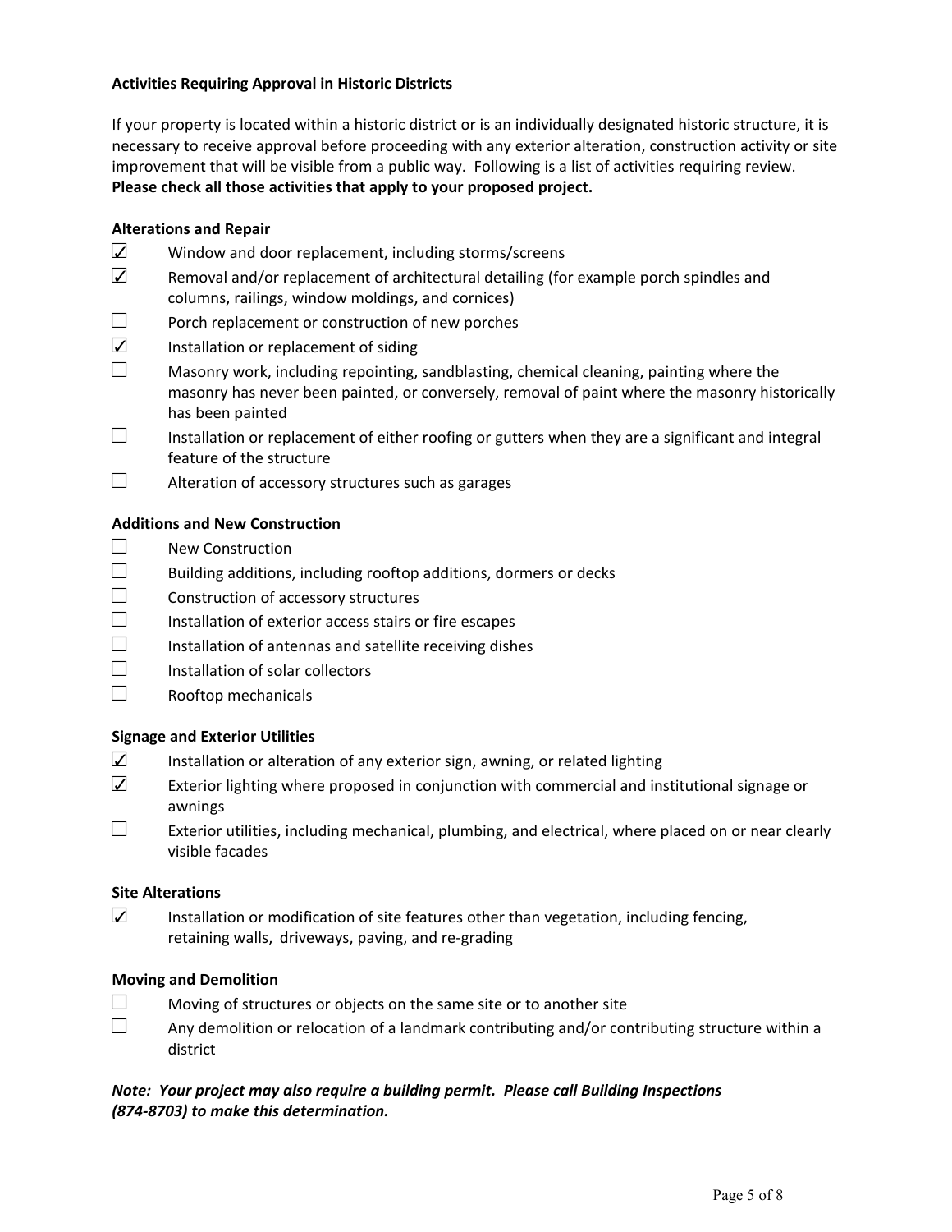**Activities Requiring Approval in Historic Districts**

If your property is located within a historic district or is an individually designated historic structure, it is necessary to receive approval before proceeding with any exterior alteration, construction activity or site improvement that will be visible from a public way. Following is a list of activities requiring review. **Please check all those activities that apply to your proposed project.**

**Alterations and Repair**

- ☑ Window and door replacement, including storms/screens
- ☑ Removal and/or replacement of architectural detailing (for example porch spindles and columns, railings, window moldings, and cornices)
- ☐ Porch replacement or construction of new porches
- ☑ Installation or replacement of siding
- ☐ Masonry work, including repointing, sandblasting, chemical cleaning, painting where the masonry has never been painted, or conversely, removal of paint where the masonry historically has been painted
- ☐ Installation or replacement of either roofing or gutters when they are a significant and integral feature of the structure
- ☐ Alteration of accessory structures such as garages

**Additions and New Construction**

- ☐ New Construction
- ☐ Building additions, including rooftop additions, dormers or decks
- ☐ Construction of accessory structures
- ☐ Installation of exterior access stairs or fire escapes
- ☐ Installation of antennas and satellite receiving dishes
- ☐ Installation of solar collectors
- ☐ Rooftop mechanicals

**Signage and Exterior Utilities**

- ☑ Installation or alteration of any exterior sign, awning, or related lighting
- ☑ Exterior lighting where proposed in conjunction with commercial and institutional signage or awnings
- ☐ Exterior utilities, including mechanical, plumbing, and electrical, where placed on or near clearly visible facades

**Site Alterations**

- ☑ Installation or modification of site features other than vegetation, including fencing, retaining walls, driveways, paving, and re-grading

**Moving and Demolition**

- ☐ Moving of structures or objects on the same site or to another site
- ☐ Any demolition or relocation of a landmark contributing and/or contributing structure within a district

***Note: Your project may also require a building permit. Please call Building Inspections (874-8703) to make this determination.***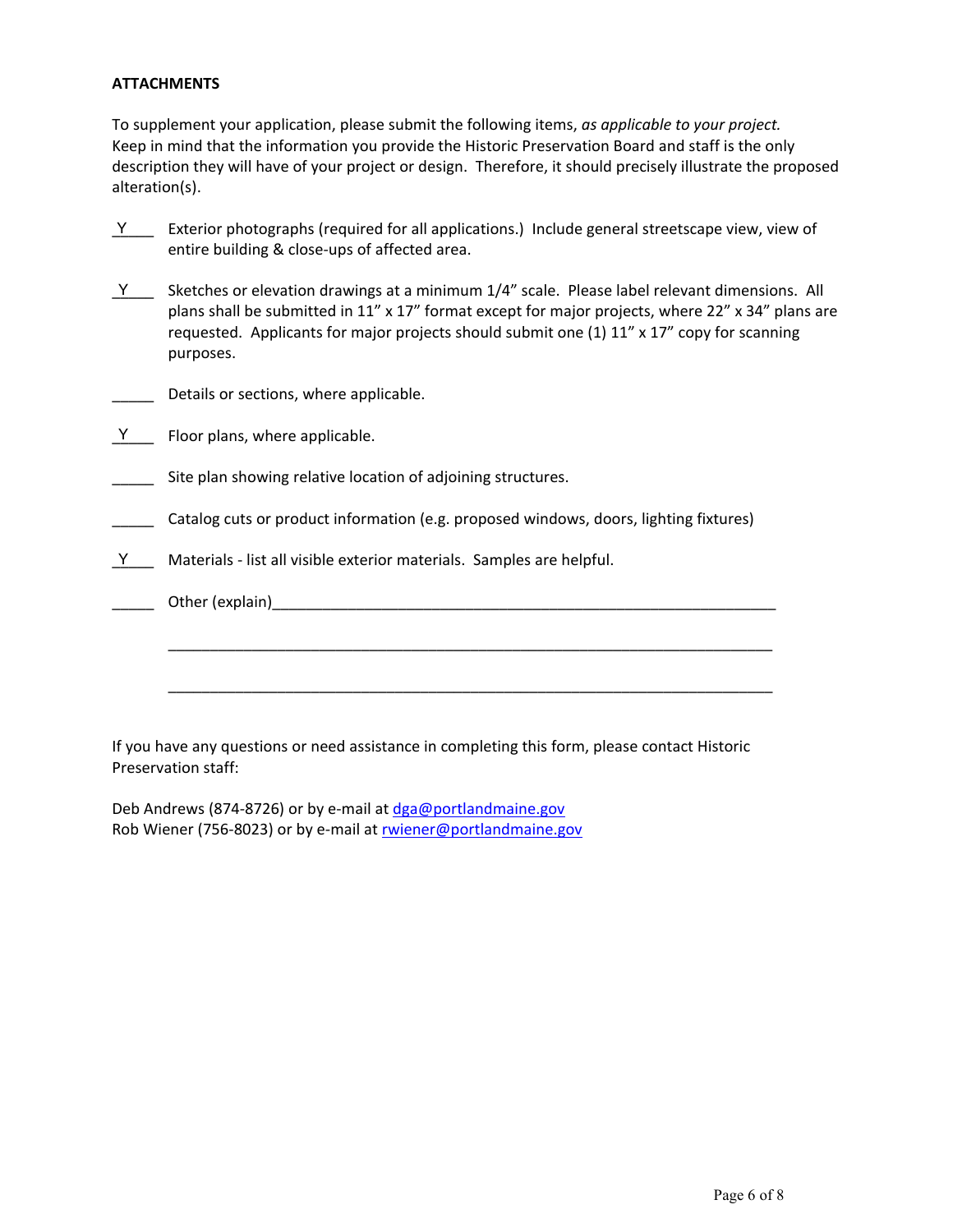**ATTACHMENTS**

To supplement your application, please submit the following items, *as applicable to your project.* Keep in mind that the information you provide the Historic Preservation Board and staff is the only description they will have of your project or design. Therefore, it should precisely illustrate the proposed alteration(s).

_Y___ Exterior photographs (required for all applications.) Include general streetscape view, view of entire building & close-ups of affected area.

_Y___ Sketches or elevation drawings at a minimum 1/4" scale. Please label relevant dimensions. All plans shall be submitted in 11" x 17" format except for major projects, where 22" x 34" plans are requested. Applicants for major projects should submit one (1) 11" x 17" copy for scanning purposes.

_____ Details or sections, where applicable.

_Y___ Floor plans, where applicable.

_____ Site plan showing relative location of adjoining structures.

_____ Catalog cuts or product information (e.g. proposed windows, doors, lighting fixtures)

_Y___ Materials - list all visible exterior materials. Samples are helpful.

_____ Other (explain)_______________________________________________________________

___________________________________________________________________________

___________________________________________________________________________

If you have any questions or need assistance in completing this form, please contact Historic Preservation staff:

Deb Andrews (874-8726) or by e-mail at dga@portlandmaine.gov
Rob Wiener (756-8023) or by e-mail at rwiener@portlandmaine.gov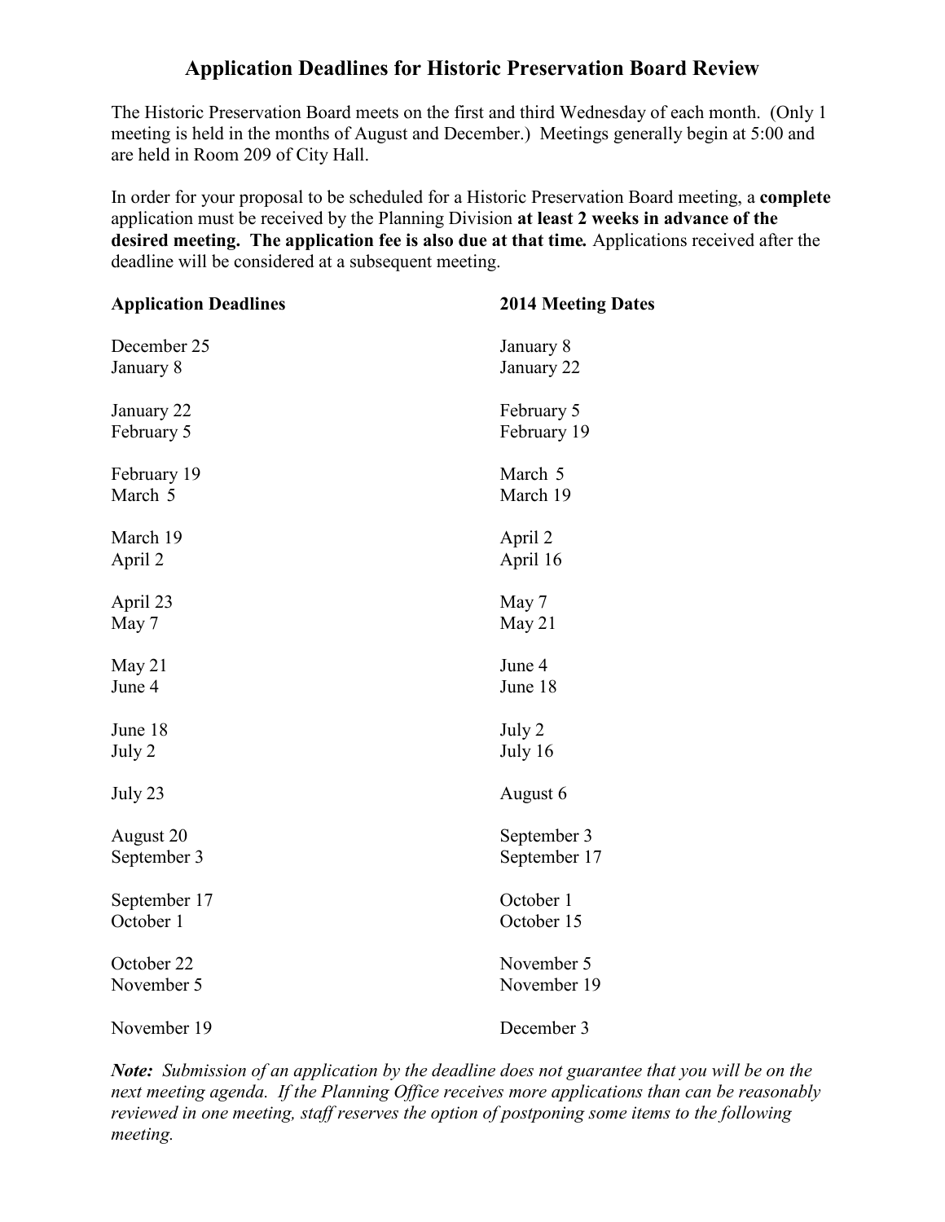# Application Deadlines for Historic Preservation Board Review

The Historic Preservation Board meets on the first and third Wednesday of each month. (Only 1 meeting is held in the months of August and December.) Meetings generally begin at 5:00 and are held in Room 209 of City Hall.

In order for your proposal to be scheduled for a Historic Preservation Board meeting, a **complete** application must be received by the Planning Division **at least 2 weeks in advance of the desired meeting. The application fee is also due at that time.** Applications received after the deadline will be considered at a subsequent meeting.

| Application Deadlines | 2014 Meeting Dates |
| --- | --- |
| December 25 | January 8 |
| January 8 | January 22 |
| January 22 | February 5 |
| February 5 | February 19 |
| February 19 | March 5 |
| March 5 | March 19 |
| March 19 | April 2 |
| April 2 | April 16 |
| April 23 | May 7 |
| May 7 | May 21 |
| May 21 | June 4 |
| June 4 | June 18 |
| June 18 | July 2 |
| July 2 | July 16 |
| July 23 | August 6 |
| August 20 | September 3 |
| September 3 | September 17 |
| September 17 | October 1 |
| October 1 | October 15 |
| October 22 | November 5 |
| November 5 | November 19 |
| November 19 | December 3 |

***Note:** Submission of an application by the deadline does not guarantee that you will be on the next meeting agenda. If the Planning Office receives more applications than can be reasonably reviewed in one meeting, staff reserves the option of postponing some items to the following meeting.*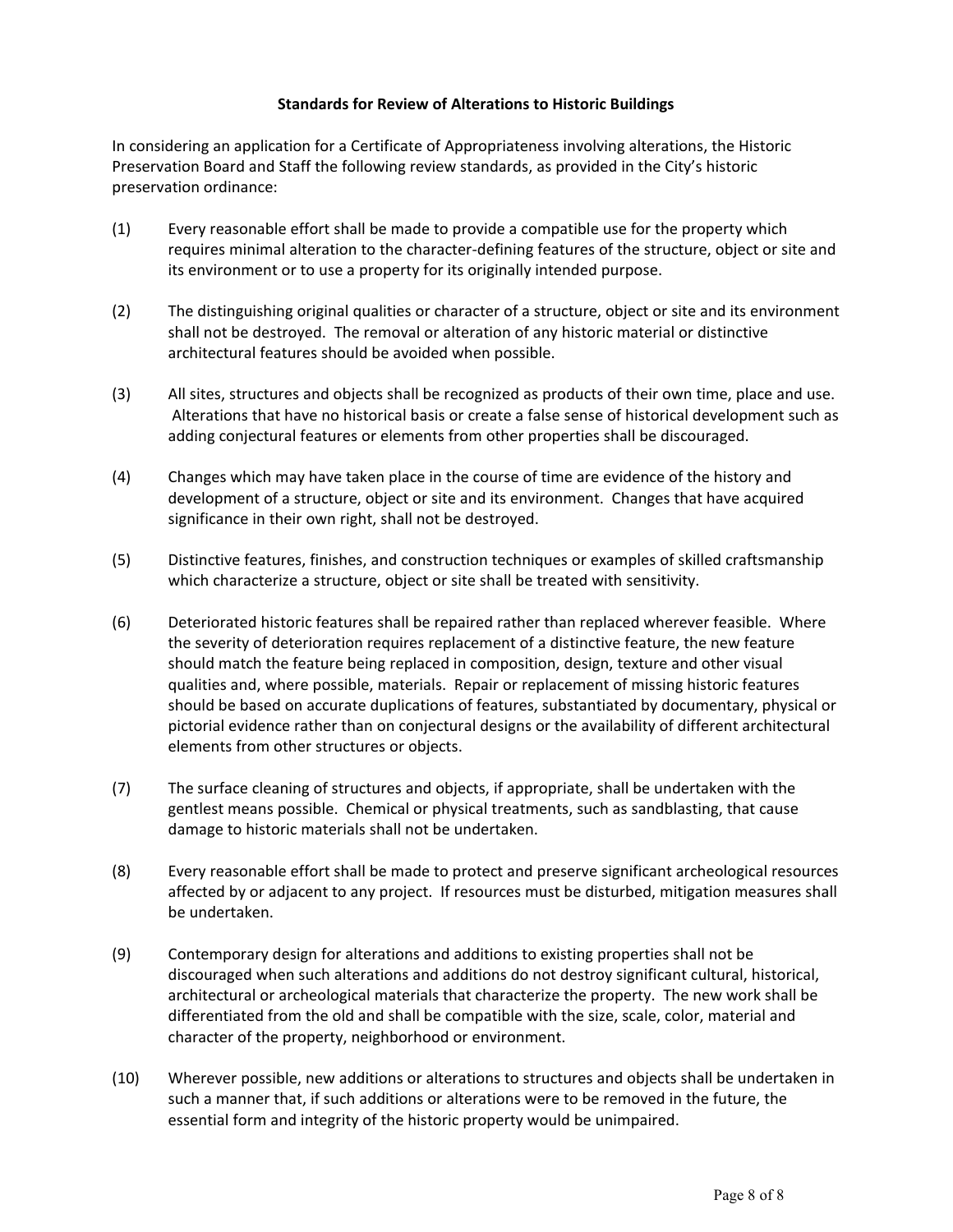**Standards for Review of Alterations to Historic Buildings**

In considering an application for a Certificate of Appropriateness involving alterations, the Historic Preservation Board and Staff the following review standards, as provided in the City's historic preservation ordinance:

(1) Every reasonable effort shall be made to provide a compatible use for the property which requires minimal alteration to the character-defining features of the structure, object or site and its environment or to use a property for its originally intended purpose.

(2) The distinguishing original qualities or character of a structure, object or site and its environment shall not be destroyed. The removal or alteration of any historic material or distinctive architectural features should be avoided when possible.

(3) All sites, structures and objects shall be recognized as products of their own time, place and use. Alterations that have no historical basis or create a false sense of historical development such as adding conjectural features or elements from other properties shall be discouraged.

(4) Changes which may have taken place in the course of time are evidence of the history and development of a structure, object or site and its environment. Changes that have acquired significance in their own right, shall not be destroyed.

(5) Distinctive features, finishes, and construction techniques or examples of skilled craftsmanship which characterize a structure, object or site shall be treated with sensitivity.

(6) Deteriorated historic features shall be repaired rather than replaced wherever feasible. Where the severity of deterioration requires replacement of a distinctive feature, the new feature should match the feature being replaced in composition, design, texture and other visual qualities and, where possible, materials. Repair or replacement of missing historic features should be based on accurate duplications of features, substantiated by documentary, physical or pictorial evidence rather than on conjectural designs or the availability of different architectural elements from other structures or objects.

(7) The surface cleaning of structures and objects, if appropriate, shall be undertaken with the gentlest means possible. Chemical or physical treatments, such as sandblasting, that cause damage to historic materials shall not be undertaken.

(8) Every reasonable effort shall be made to protect and preserve significant archeological resources affected by or adjacent to any project. If resources must be disturbed, mitigation measures shall be undertaken.

(9) Contemporary design for alterations and additions to existing properties shall not be discouraged when such alterations and additions do not destroy significant cultural, historical, architectural or archeological materials that characterize the property. The new work shall be differentiated from the old and shall be compatible with the size, scale, color, material and character of the property, neighborhood or environment.

(10) Wherever possible, new additions or alterations to structures and objects shall be undertaken in such a manner that, if such additions or alterations were to be removed in the future, the essential form and integrity of the historic property would be unimpaired.